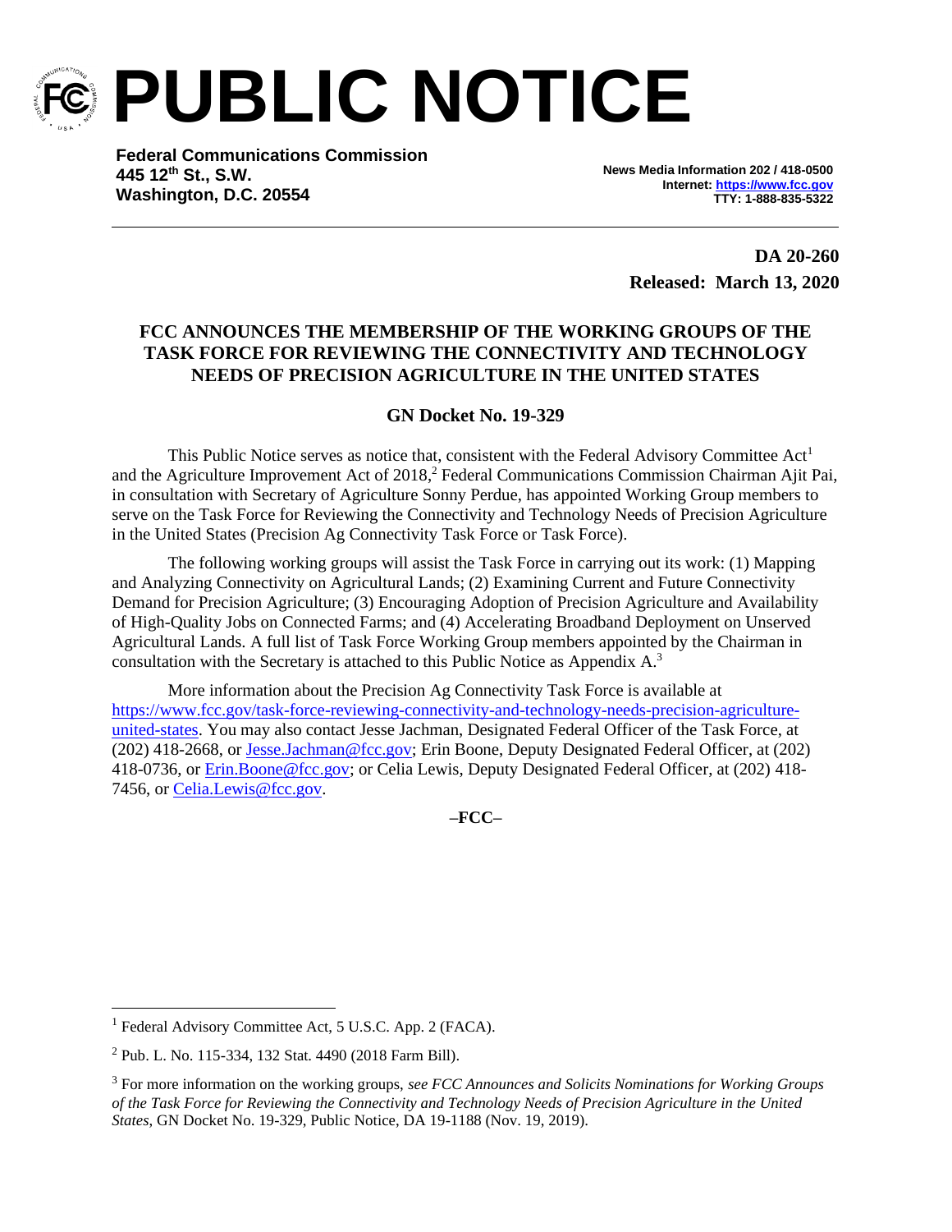# PUBLIC NOTICE

**Federal Communications Commission**
**445 12th St., S.W.**
**Washington, D.C. 20554**

**News Media Information 202 / 418-0500**
**Internet: [https://www.fcc.gov](https://www.fcc.gov)**
**TTY: 1-888-835-5322**

---

**DA 20-260**
**Released: March 13, 2020**

## FCC ANNOUNCES THE MEMBERSHIP OF THE WORKING GROUPS OF THE TASK FORCE FOR REVIEWING THE CONNECTIVITY AND TECHNOLOGY NEEDS OF PRECISION AGRICULTURE IN THE UNITED STATES

**GN Docket No. 19-329**

This Public Notice serves as notice that, consistent with the Federal Advisory Committee Act[1] and the Agriculture Improvement Act of 2018,[2] Federal Communications Commission Chairman Ajit Pai, in consultation with Secretary of Agriculture Sonny Perdue, has appointed Working Group members to serve on the Task Force for Reviewing the Connectivity and Technology Needs of Precision Agriculture in the United States (Precision Ag Connectivity Task Force or Task Force).

The following working groups will assist the Task Force in carrying out its work: (1) Mapping and Analyzing Connectivity on Agricultural Lands; (2) Examining Current and Future Connectivity Demand for Precision Agriculture; (3) Encouraging Adoption of Precision Agriculture and Availability of High-Quality Jobs on Connected Farms; and (4) Accelerating Broadband Deployment on Unserved Agricultural Lands. A full list of Task Force Working Group members appointed by the Chairman in consultation with the Secretary is attached to this Public Notice as Appendix A.[3]

More information about the Precision Ag Connectivity Task Force is available at [https://www.fcc.gov/task-force-reviewing-connectivity-and-technology-needs-precision-agriculture-united-states](https://www.fcc.gov/task-force-reviewing-connectivity-and-technology-needs-precision-agriculture-united-states). You may also contact Jesse Jachman, Designated Federal Officer of the Task Force, at (202) 418-2668, or [Jesse.Jachman@fcc.gov](mailto:Jesse.Jachman@fcc.gov); Erin Boone, Deputy Designated Federal Officer, at (202) 418-0736, or [Erin.Boone@fcc.gov](mailto:Erin.Boone@fcc.gov); or Celia Lewis, Deputy Designated Federal Officer, at (202) 418-7456, or [Celia.Lewis@fcc.gov](mailto:Celia.Lewis@fcc.gov).

**–FCC–**

---

[1] Federal Advisory Committee Act, 5 U.S.C. App. 2 (FACA).

[2] Pub. L. No. 115-334, 132 Stat. 4490 (2018 Farm Bill).

[3] For more information on the working groups, *see FCC Announces and Solicits Nominations for Working Groups of the Task Force for Reviewing the Connectivity and Technology Needs of Precision Agriculture in the United States*, GN Docket No. 19-329, Public Notice, DA 19-1188 (Nov. 19, 2019).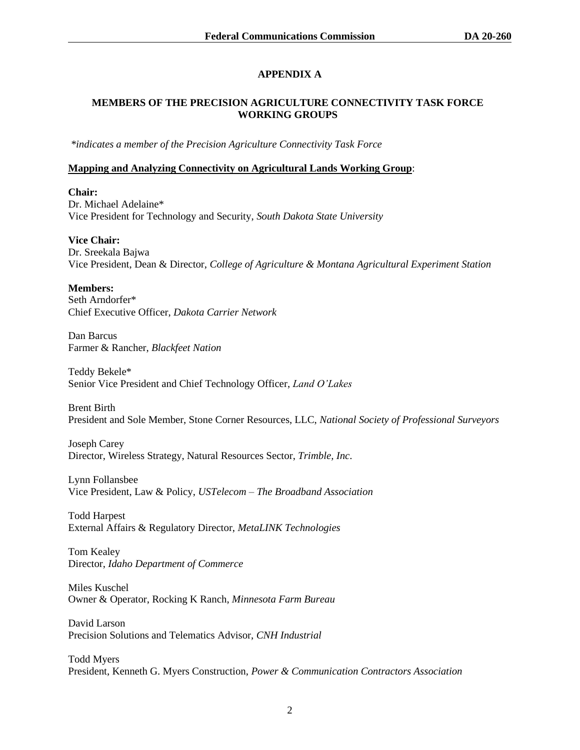## APPENDIX A

## MEMBERS OF THE PRECISION AGRICULTURE CONNECTIVITY TASK FORCE WORKING GROUPS

*\*indicates a member of the Precision Agriculture Connectivity Task Force*

**<u>Mapping and Analyzing Connectivity on Agricultural Lands Working Group</u>**:

**Chair:**
Dr. Michael Adelaine*
Vice President for Technology and Security, *South Dakota State University*

**Vice Chair:**
Dr. Sreekala Bajwa
Vice President, Dean & Director, *College of Agriculture & Montana Agricultural Experiment Station*

**Members:**
Seth Arndorfer*
Chief Executive Officer, *Dakota Carrier Network*

Dan Barcus
Farmer & Rancher, *Blackfeet Nation*

Teddy Bekele*
Senior Vice President and Chief Technology Officer, *Land O'Lakes*

Brent Birth
President and Sole Member, Stone Corner Resources, LLC, *National Society of Professional Surveyors*

Joseph Carey
Director, Wireless Strategy, Natural Resources Sector, *Trimble, Inc*.

Lynn Follansbee
Vice President, Law & Policy, *USTelecom – The Broadband Association*

Todd Harpest
External Affairs & Regulatory Director, *MetaLINK Technologies*

Tom Kealey
Director, *Idaho Department of Commerce*

Miles Kuschel
Owner & Operator, Rocking K Ranch, *Minnesota Farm Bureau*

David Larson
Precision Solutions and Telematics Advisor, *CNH Industrial*

Todd Myers
President, Kenneth G. Myers Construction, *Power & Communication Contractors Association*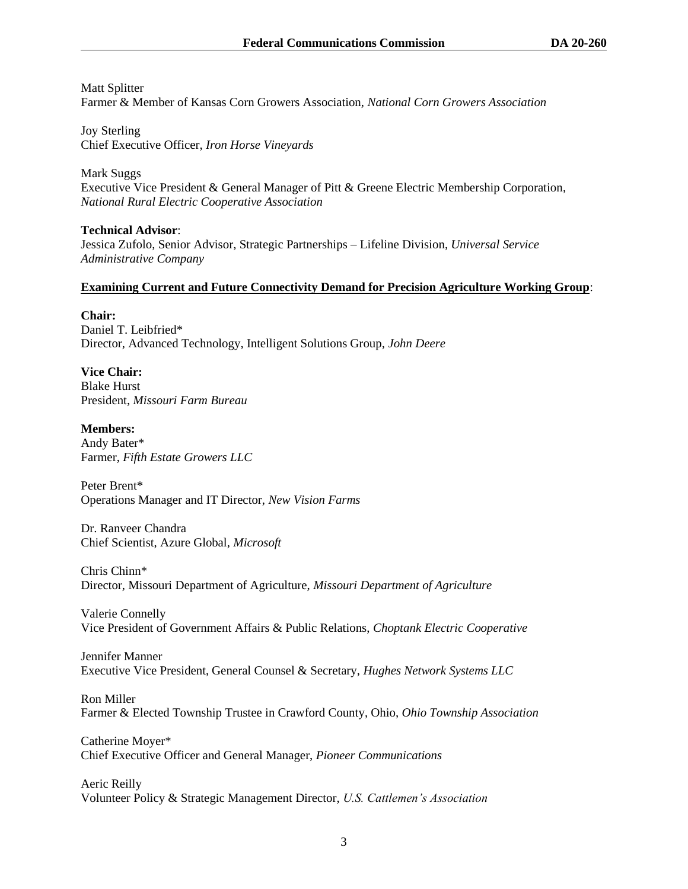Matt Splitter
Farmer & Member of Kansas Corn Growers Association, *National Corn Growers Association*

Joy Sterling
Chief Executive Officer, *Iron Horse Vineyards*

Mark Suggs
Executive Vice President & General Manager of Pitt & Greene Electric Membership Corporation, *National Rural Electric Cooperative Association*

**Technical Advisor**:
Jessica Zufolo, Senior Advisor, Strategic Partnerships – Lifeline Division, *Universal Service Administrative Company*

**Examining Current and Future Connectivity Demand for Precision Agriculture Working Group**:

**Chair:**
Daniel T. Leibfried*
Director, Advanced Technology, Intelligent Solutions Group, *John Deere*

**Vice Chair:**
Blake Hurst
President, *Missouri Farm Bureau*

**Members:**
Andy Bater*
Farmer, *Fifth Estate Growers LLC*

Peter Brent*
Operations Manager and IT Director, *New Vision Farms*

Dr. Ranveer Chandra
Chief Scientist, Azure Global, *Microsoft*

Chris Chinn*
Director, Missouri Department of Agriculture, *Missouri Department of Agriculture*

Valerie Connelly
Vice President of Government Affairs & Public Relations, *Choptank Electric Cooperative*

Jennifer Manner
Executive Vice President, General Counsel & Secretary, *Hughes Network Systems LLC*

Ron Miller
Farmer & Elected Township Trustee in Crawford County, Ohio, *Ohio Township Association*

Catherine Moyer*
Chief Executive Officer and General Manager, *Pioneer Communications*

Aeric Reilly
Volunteer Policy & Strategic Management Director, *U.S. Cattlemen's Association*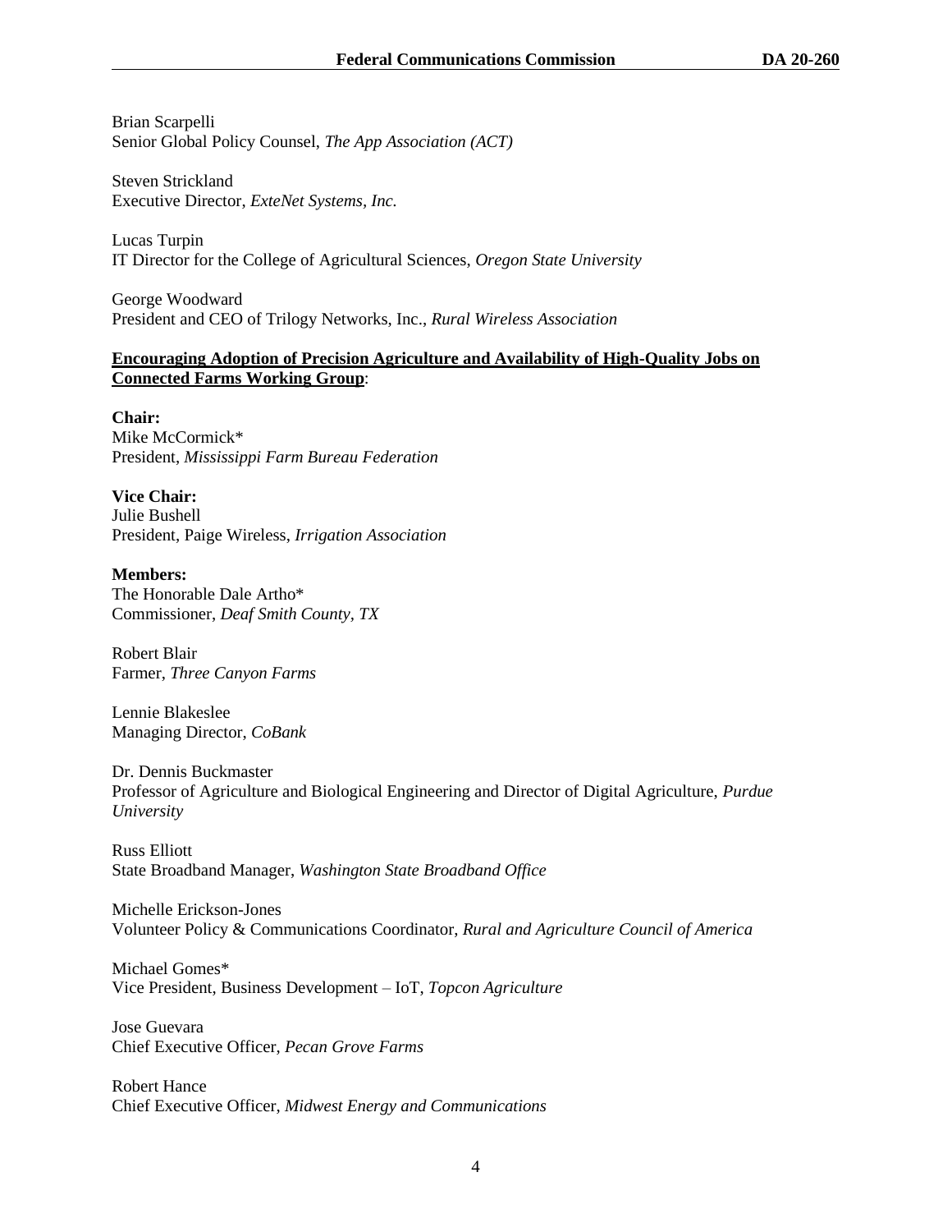Brian Scarpelli
Senior Global Policy Counsel, *The App Association (ACT)*

Steven Strickland
Executive Director, *ExteNet Systems, Inc.*

Lucas Turpin
IT Director for the College of Agricultural Sciences, *Oregon State University*

George Woodward
President and CEO of Trilogy Networks, Inc., *Rural Wireless Association*

**Encouraging Adoption of Precision Agriculture and Availability of High-Quality Jobs on Connected Farms Working Group**:

**Chair:**
Mike McCormick*
President, *Mississippi Farm Bureau Federation*

**Vice Chair:**
Julie Bushell
President, Paige Wireless, *Irrigation Association*

**Members:**
The Honorable Dale Artho*
Commissioner, *Deaf Smith County, TX*

Robert Blair
Farmer, *Three Canyon Farms*

Lennie Blakeslee
Managing Director, *CoBank*

Dr. Dennis Buckmaster
Professor of Agriculture and Biological Engineering and Director of Digital Agriculture, *Purdue University*

Russ Elliott
State Broadband Manager, *Washington State Broadband Office*

Michelle Erickson-Jones
Volunteer Policy & Communications Coordinator, *Rural and Agriculture Council of America*

Michael Gomes*
Vice President, Business Development – IoT, *Topcon Agriculture*

Jose Guevara
Chief Executive Officer, *Pecan Grove Farms*

Robert Hance
Chief Executive Officer, *Midwest Energy and Communications*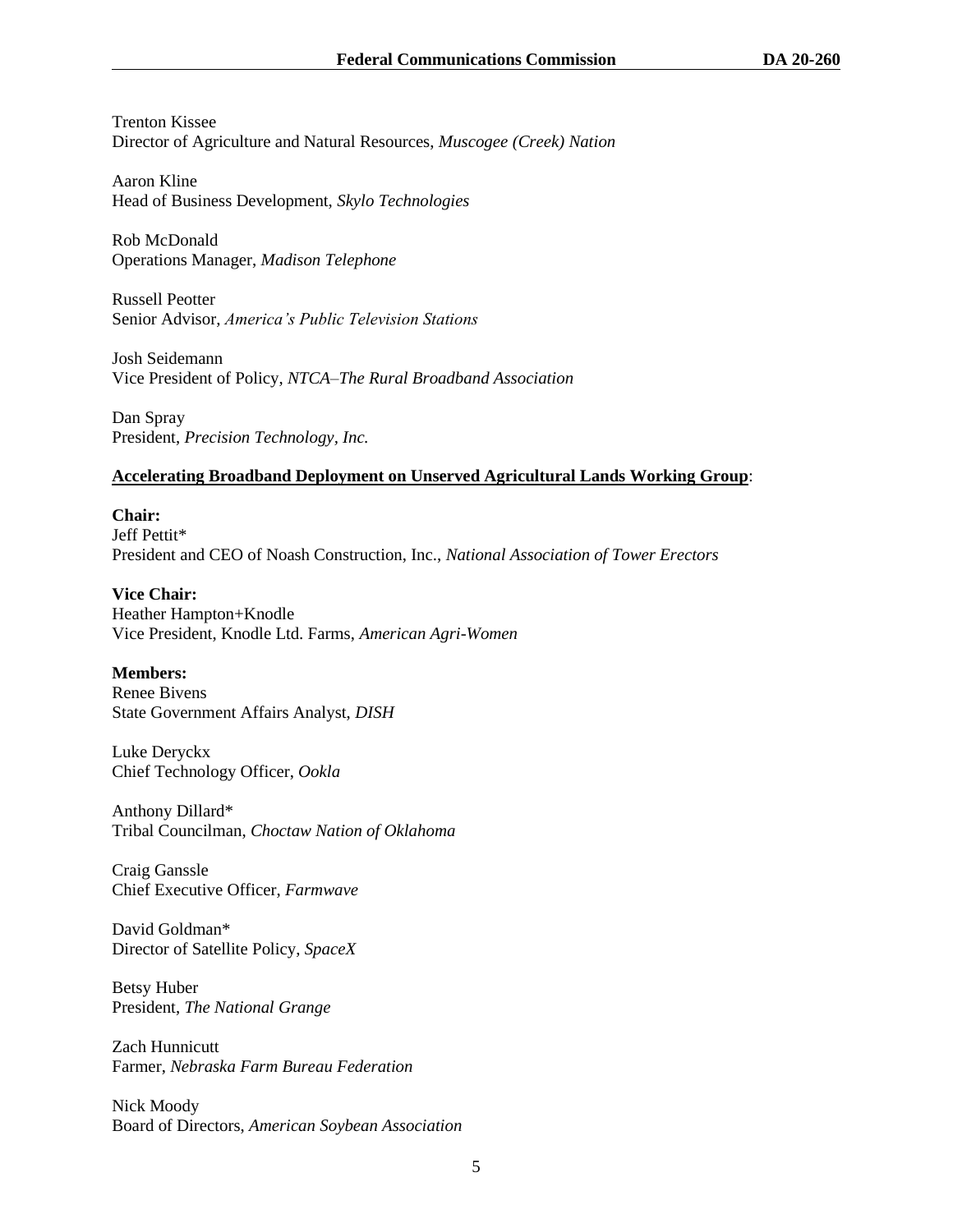Trenton Kissee
Director of Agriculture and Natural Resources, *Muscogee (Creek) Nation*

Aaron Kline
Head of Business Development, *Skylo Technologies*

Rob McDonald
Operations Manager, *Madison Telephone*

Russell Peotter
Senior Advisor, *America's Public Television Stations*

Josh Seidemann
Vice President of Policy, *NTCA–The Rural Broadband Association*

Dan Spray
President, *Precision Technology, Inc.*

**Accelerating Broadband Deployment on Unserved Agricultural Lands Working Group**:

**Chair:**
Jeff Pettit*
President and CEO of Noash Construction, Inc., *National Association of Tower Erectors*

**Vice Chair:**
Heather Hampton+Knodle
Vice President, Knodle Ltd. Farms, *American Agri-Women*

**Members:**
Renee Bivens
State Government Affairs Analyst, *DISH*

Luke Deryckx
Chief Technology Officer, *Ookla*

Anthony Dillard*
Tribal Councilman, *Choctaw Nation of Oklahoma*

Craig Ganssle
Chief Executive Officer, *Farmwave*

David Goldman*
Director of Satellite Policy, *SpaceX*

Betsy Huber
President, *The National Grange*

Zach Hunnicutt
Farmer, *Nebraska Farm Bureau Federation*

Nick Moody
Board of Directors, *American Soybean Association*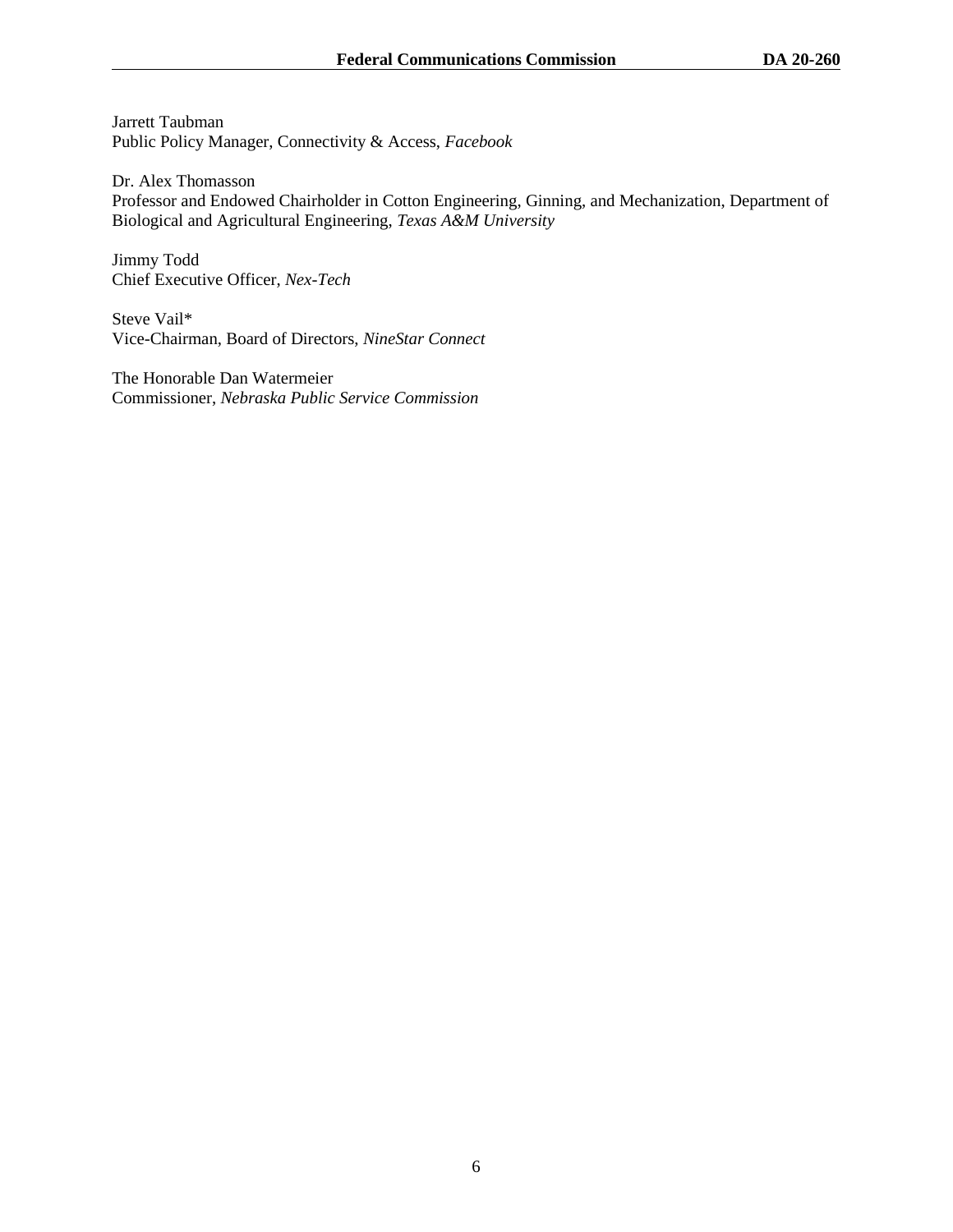Jarrett Taubman
Public Policy Manager, Connectivity & Access, *Facebook*

Dr. Alex Thomasson
Professor and Endowed Chairholder in Cotton Engineering, Ginning, and Mechanization, Department of Biological and Agricultural Engineering, *Texas A&M University*

Jimmy Todd
Chief Executive Officer, *Nex-Tech*

Steve Vail*
Vice-Chairman, Board of Directors, *NineStar Connect*

The Honorable Dan Watermeier
Commissioner, *Nebraska Public Service Commission*